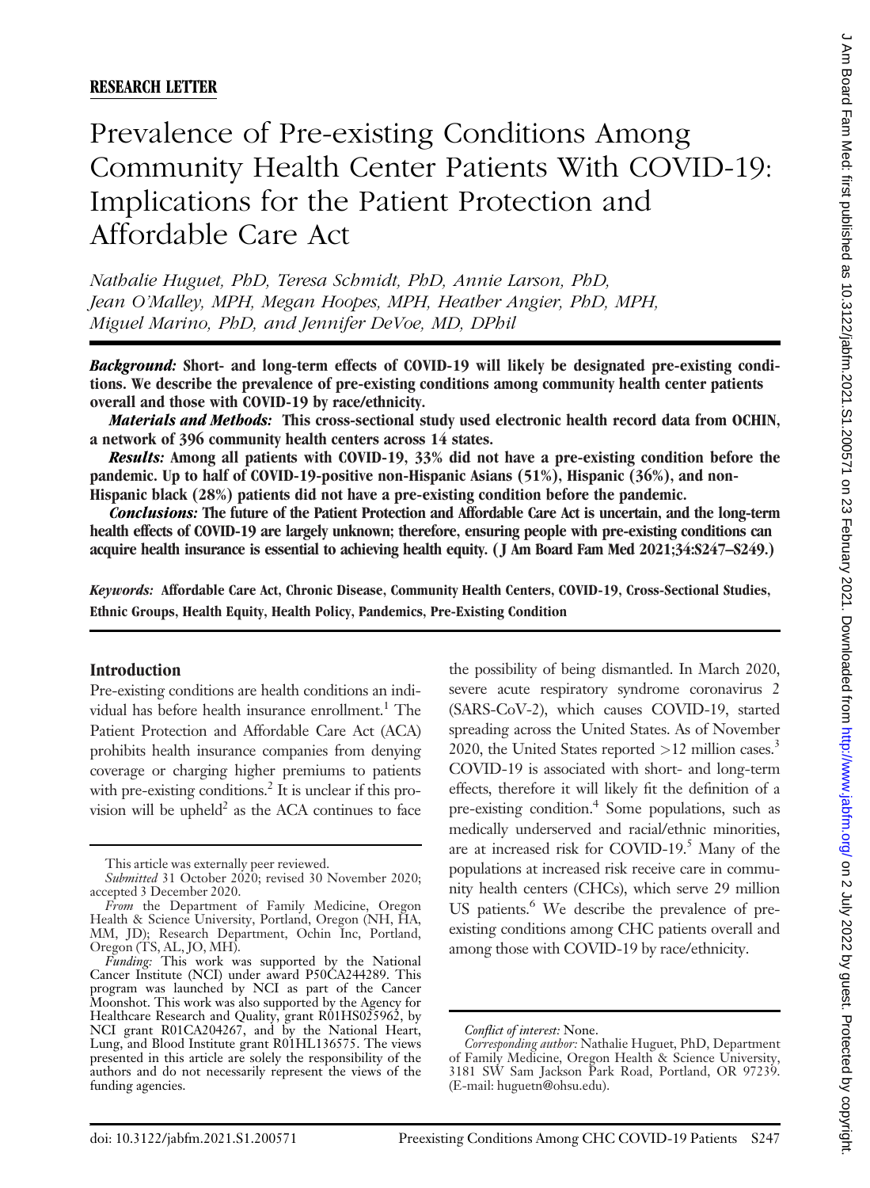**RESEARCH LETTER**

# Prevalence of Pre-existing Conditions Among Community Health Center Patients With COVID-19: Implications for the Patient Protection and Affordable Care Act

*Nathalie Huguet, PhD, Teresa Schmidt, PhD, Annie Larson, PhD, Jean O'Malley, MPH, Megan Hoopes, MPH, Heather Angier, PhD, MPH, Miguel Marino, PhD, and Jennifer DeVoe, MD, DPhil*

***Background:*** **Short- and long-term effects of COVID-19 will likely be designated pre-existing conditions. We describe the prevalence of pre-existing conditions among community health center patients overall and those with COVID-19 by race/ethnicity.**

***Materials and Methods:*** **This cross-sectional study used electronic health record data from OCHIN, a network of 396 community health centers across 14 states.**

***Results:*** **Among all patients with COVID-19, 33% did not have a pre-existing condition before the pandemic. Up to half of COVID-19-positive non-Hispanic Asians (51%), Hispanic (36%), and non-Hispanic black (28%) patients did not have a pre-existing condition before the pandemic.**

***Conclusions:*** **The future of the Patient Protection and Affordable Care Act is uncertain, and the long-term health effects of COVID-19 are largely unknown; therefore, ensuring people with pre-existing conditions can acquire health insurance is essential to achieving health equity. (J Am Board Fam Med 2021;34:S247–S249.)**

***Keywords:*** **Affordable Care Act, Chronic Disease, Community Health Centers, COVID-19, Cross-Sectional Studies, Ethnic Groups, Health Equity, Health Policy, Pandemics, Pre-Existing Condition**

## Introduction

Pre-existing conditions are health conditions an individual has before health insurance enrollment.[1] The Patient Protection and Affordable Care Act (ACA) prohibits health insurance companies from denying coverage or charging higher premiums to patients with pre-existing conditions.[2] It is unclear if this provision will be upheld[2] as the ACA continues to face the possibility of being dismantled. In March 2020, severe acute respiratory syndrome coronavirus 2 (SARS-CoV-2), which causes COVID-19, started spreading across the United States. As of November 2020, the United States reported >12 million cases.[3] COVID-19 is associated with short- and long-term effects, therefore it will likely fit the definition of a pre-existing condition.[4] Some populations, such as medically underserved and racial/ethnic minorities, are at increased risk for COVID-19.[5] Many of the populations at increased risk receive care in community health centers (CHCs), which serve 29 million US patients.[6] We describe the prevalence of pre-existing conditions among CHC patients overall and among those with COVID-19 by race/ethnicity.

This article was externally peer reviewed.

*Submitted* 31 October 2020; revised 30 November 2020; accepted 3 December 2020.

*From* the Department of Family Medicine, Oregon Health & Science University, Portland, Oregon (NH, HA, MM, JD); Research Department, Ochin Inc, Portland, Oregon (TS, AL, JO, MH).

*Funding:* This work was supported by the National Cancer Institute (NCI) under award P50CA244289. This program was launched by NCI as part of the Cancer Moonshot. This work was also supported by the Agency for Healthcare Research and Quality, grant R01HS025962, by NCI grant R01CA204267, and by the National Heart, Lung, and Blood Institute grant R01HL136575. The views presented in this article are solely the responsibility of the authors and do not necessarily represent the views of the funding agencies.

*Conflict of interest:* None.

*Corresponding author:* Nathalie Huguet, PhD, Department of Family Medicine, Oregon Health & Science University, 3181 SW Sam Jackson Park Road, Portland, OR 97239. (E-mail: huguetn@ohsu.edu).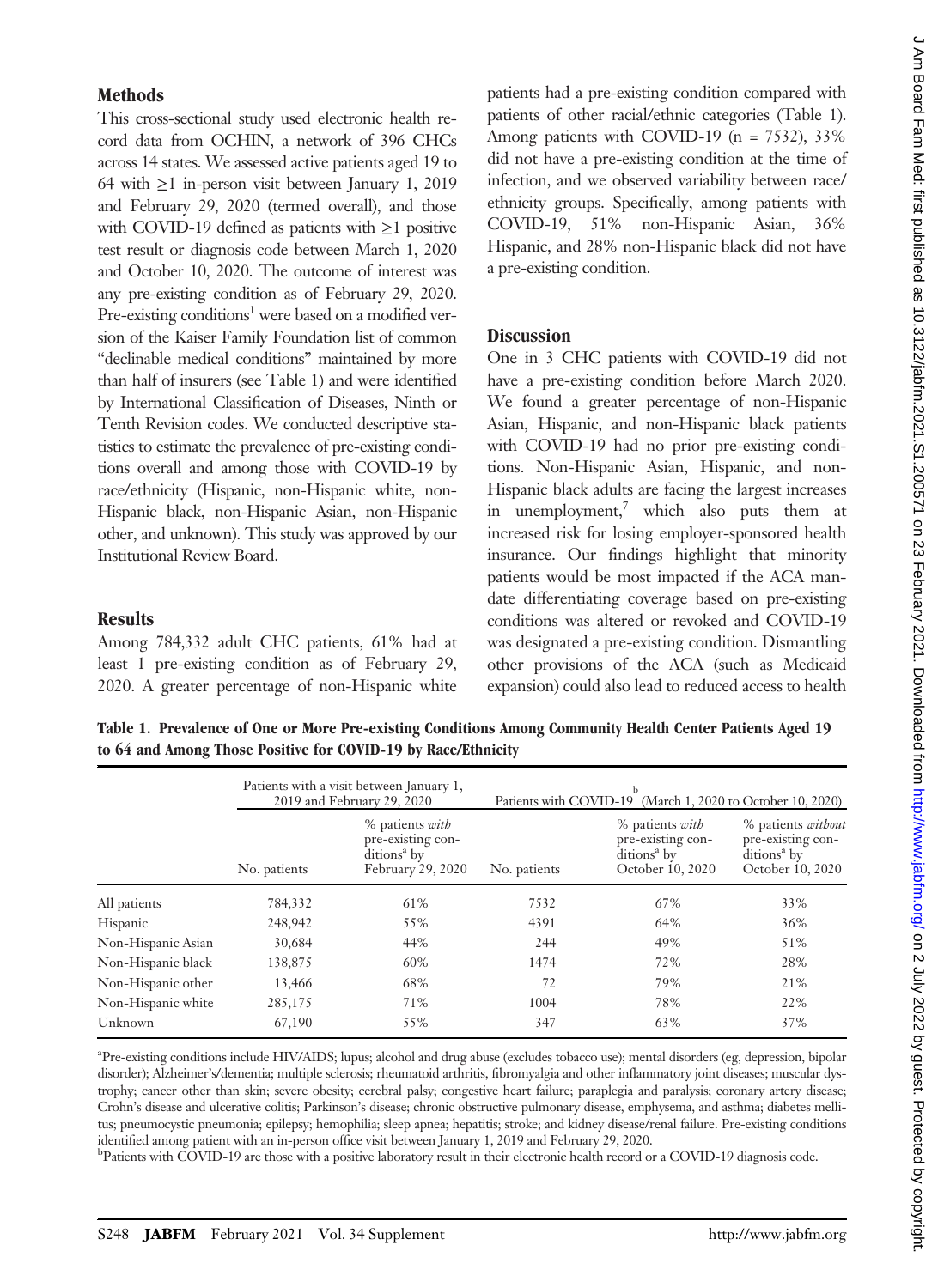## Methods

This cross-sectional study used electronic health record data from OCHIN, a network of 396 CHCs across 14 states. We assessed active patients aged 19 to 64 with ≥1 in-person visit between January 1, 2019 and February 29, 2020 (termed overall), and those with COVID-19 defined as patients with ≥1 positive test result or diagnosis code between March 1, 2020 and October 10, 2020. The outcome of interest was any pre-existing condition as of February 29, 2020. Pre-existing conditions[1] were based on a modified version of the Kaiser Family Foundation list of common "declinable medical conditions" maintained by more than half of insurers (see Table 1) and were identified by International Classification of Diseases, Ninth or Tenth Revision codes. We conducted descriptive statistics to estimate the prevalence of pre-existing conditions overall and among those with COVID-19 by race/ethnicity (Hispanic, non-Hispanic white, non-Hispanic black, non-Hispanic Asian, non-Hispanic other, and unknown). This study was approved by our Institutional Review Board.

## Results

Among 784,332 adult CHC patients, 61% had at least 1 pre-existing condition as of February 29, 2020. A greater percentage of non-Hispanic white patients had a pre-existing condition compared with patients of other racial/ethnic categories (Table 1). Among patients with COVID-19 (n = 7532), 33% did not have a pre-existing condition at the time of infection, and we observed variability between race/ethnicity groups. Specifically, among patients with COVID-19, 51% non-Hispanic Asian, 36% Hispanic, and 28% non-Hispanic black did not have a pre-existing condition.

## Discussion

One in 3 CHC patients with COVID-19 did not have a pre-existing condition before March 2020. We found a greater percentage of non-Hispanic Asian, Hispanic, and non-Hispanic black patients with COVID-19 had no prior pre-existing conditions. Non-Hispanic Asian, Hispanic, and non-Hispanic black adults are facing the largest increases in unemployment,[7] which also puts them at increased risk for losing employer-sponsored health insurance. Our findings highlight that minority patients would be most impacted if the ACA mandate differentiating coverage based on pre-existing conditions was altered or revoked and COVID-19 was designated a pre-existing condition. Dismantling other provisions of the ACA (such as Medicaid expansion) could also lead to reduced access to health

**Table 1. Prevalence of One or More Pre-existing Conditions Among Community Health Center Patients Aged 19 to 64 and Among Those Positive for COVID-19 by Race/Ethnicity**

| | Patients with a visit between January 1, 2019 and February 29, 2020 | | Patients with COVID-19[b] (March 1, 2020 to October 10, 2020) | | |
|---|---|---|---|---|---|
| | No. patients | % patients *with* pre-existing conditions[a] by February 29, 2020 | No. patients | % patients *with* pre-existing conditions[a] by October 10, 2020 | % patients *without* pre-existing conditions[a] by October 10, 2020 |
| All patients | 784,332 | 61% | 7532 | 67% | 33% |
| Hispanic | 248,942 | 55% | 4391 | 64% | 36% |
| Non-Hispanic Asian | 30,684 | 44% | 244 | 49% | 51% |
| Non-Hispanic black | 138,875 | 60% | 1474 | 72% | 28% |
| Non-Hispanic other | 13,466 | 68% | 72 | 79% | 21% |
| Non-Hispanic white | 285,175 | 71% | 1004 | 78% | 22% |
| Unknown | 67,190 | 55% | 347 | 63% | 37% |

[a]Pre-existing conditions include HIV/AIDS; lupus; alcohol and drug abuse (excludes tobacco use); mental disorders (eg, depression, bipolar disorder); Alzheimer's/dementia; multiple sclerosis; rheumatoid arthritis, fibromyalgia and other inflammatory joint diseases; muscular dystrophy; cancer other than skin; severe obesity; cerebral palsy; congestive heart failure; paraplegia and paralysis; coronary artery disease; Crohn's disease and ulcerative colitis; Parkinson's disease; chronic obstructive pulmonary disease, emphysema, and asthma; diabetes mellitus; pneumocystic pneumonia; epilepsy; hemophilia; sleep apnea; hepatitis; stroke; and kidney disease/renal failure. Pre-existing conditions identified among patient with an in-person office visit between January 1, 2019 and February 29, 2020.

[b]Patients with COVID-19 are those with a positive laboratory result in their electronic health record or a COVID-19 diagnosis code.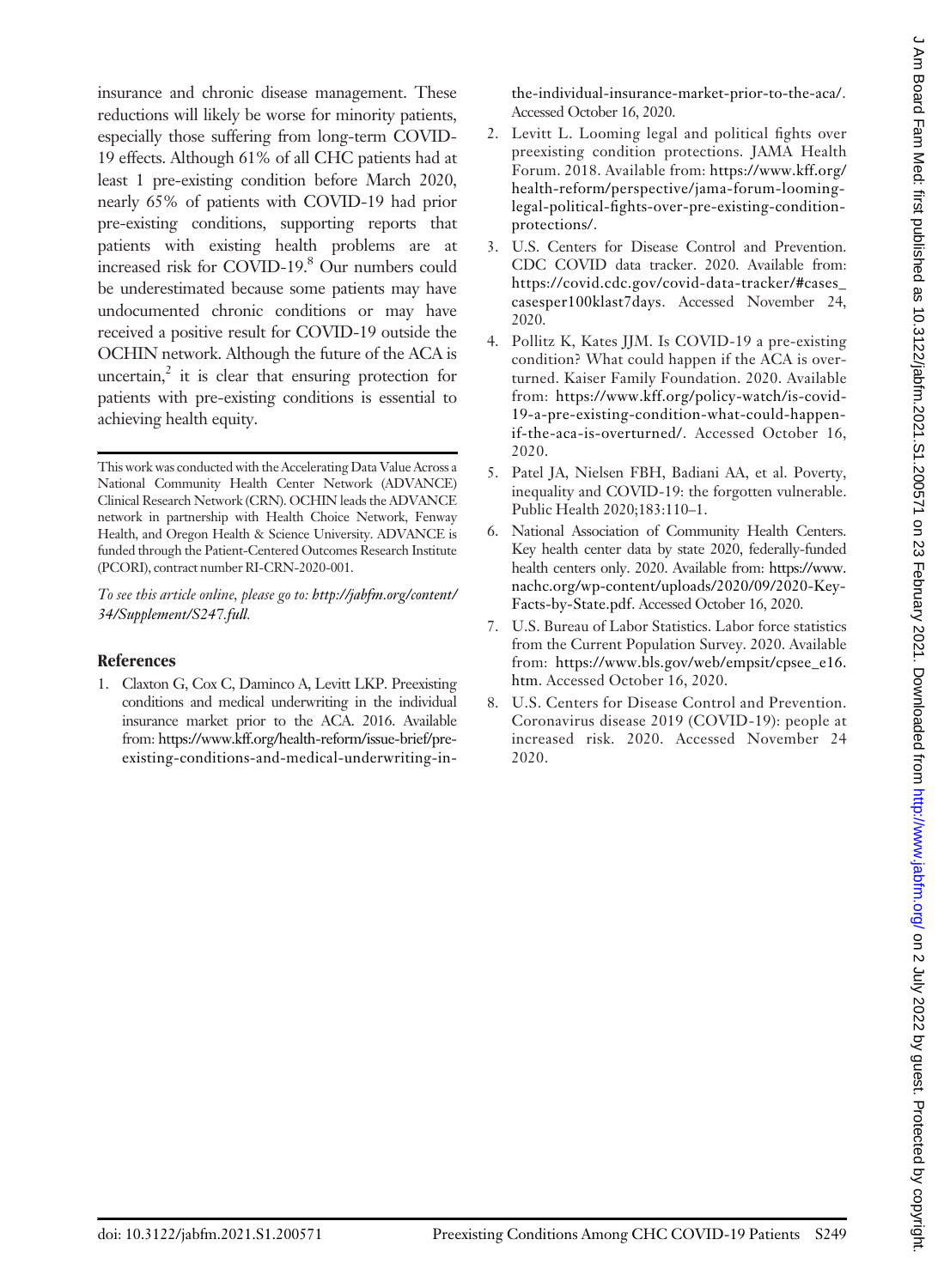insurance and chronic disease management. These reductions will likely be worse for minority patients, especially those suffering from long-term COVID-19 effects. Although 61% of all CHC patients had at least 1 pre-existing condition before March 2020, nearly 65% of patients with COVID-19 had prior pre-existing conditions, supporting reports that patients with existing health problems are at increased risk for COVID-19.[8] Our numbers could be underestimated because some patients may have undocumented chronic conditions or may have received a positive result for COVID-19 outside the OCHIN network. Although the future of the ACA is uncertain,[2] it is clear that ensuring protection for patients with pre-existing conditions is essential to achieving health equity.

---

This work was conducted with the Accelerating Data Value Across a National Community Health Center Network (ADVANCE) Clinical Research Network (CRN). OCHIN leads the ADVANCE network in partnership with Health Choice Network, Fenway Health, and Oregon Health & Science University. ADVANCE is funded through the Patient-Centered Outcomes Research Institute (PCORI), contract number RI-CRN-2020-001.

*To see this article online, please go to: http://jabfm.org/content/34/Supplement/S247.full.*

## References

1. Claxton G, Cox C, Daminco A, Levitt LKP. Preexisting conditions and medical underwriting in the individual insurance market prior to the ACA. 2016. Available from: https://www.kff.org/health-reform/issue-brief/pre-existing-conditions-and-medical-underwriting-in-the-individual-insurance-market-prior-to-the-aca/. Accessed October 16, 2020.
2. Levitt L. Looming legal and political fights over preexisting condition protections. JAMA Health Forum. 2018. Available from: https://www.kff.org/health-reform/perspective/jama-forum-looming-legal-political-fights-over-pre-existing-condition-protections/.
3. U.S. Centers for Disease Control and Prevention. CDC COVID data tracker. 2020. Available from: https://covid.cdc.gov/covid-data-tracker/#cases_casesper100klast7days. Accessed November 24, 2020.
4. Pollitz K, Kates JJM. Is COVID-19 a pre-existing condition? What could happen if the ACA is overturned. Kaiser Family Foundation. 2020. Available from: https://www.kff.org/policy-watch/is-covid-19-a-pre-existing-condition-what-could-happen-if-the-aca-is-overturned/. Accessed October 16, 2020.
5. Patel JA, Nielsen FBH, Badiani AA, et al. Poverty, inequality and COVID-19: the forgotten vulnerable. Public Health 2020;183:110–1.
6. National Association of Community Health Centers. Key health center data by state 2020, federally-funded health centers only. 2020. Available from: https://www.nachc.org/wp-content/uploads/2020/09/2020-Key-Facts-by-State.pdf. Accessed October 16, 2020.
7. U.S. Bureau of Labor Statistics. Labor force statistics from the Current Population Survey. 2020. Available from: https://www.bls.gov/web/empsit/cpsee_e16.htm. Accessed October 16, 2020.
8. U.S. Centers for Disease Control and Prevention. Coronavirus disease 2019 (COVID-19): people at increased risk. 2020. Accessed November 24 2020.